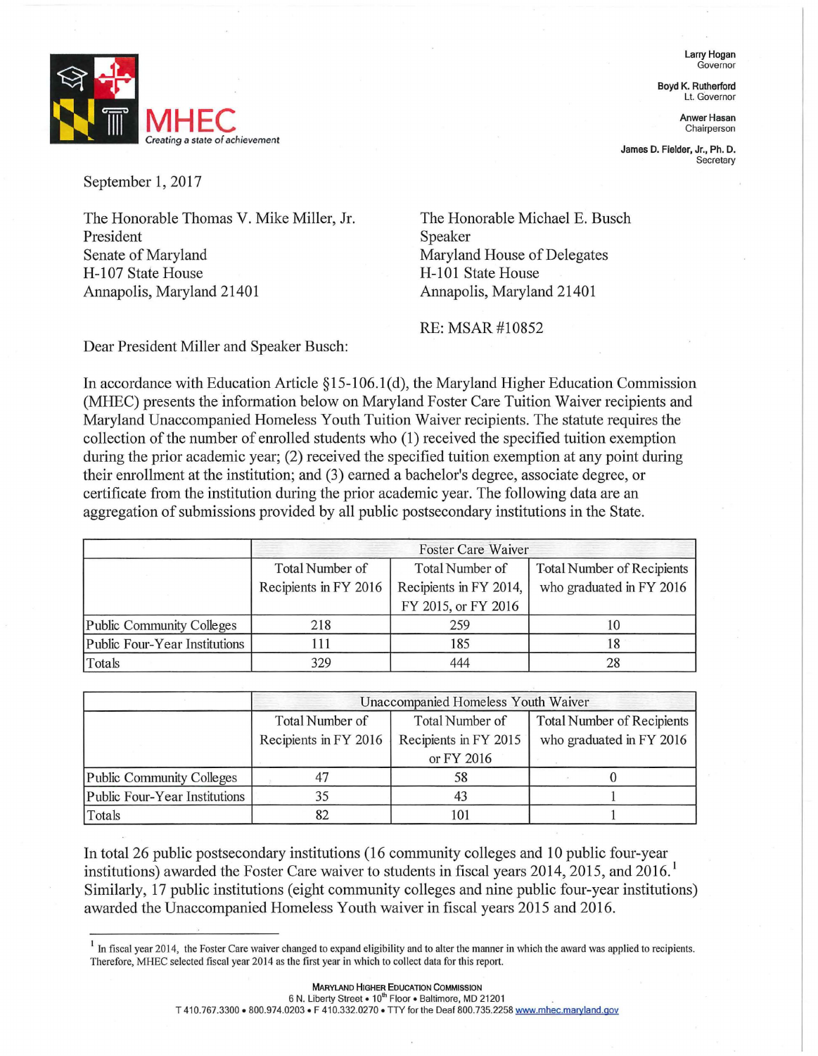MHEC
*Creating a state of achievement*

Larry Hogan
Governor

Boyd K. Rutherford
Lt. Governor

Anwer Hasan
Chairperson

James D. Fielder, Jr., Ph. D.
Secretary

September 1, 2017

The Honorable Thomas V. Mike Miller, Jr.
President
Senate of Maryland
H-107 State House
Annapolis, Maryland 21401

The Honorable Michael E. Busch
Speaker
Maryland House of Delegates
H-101 State House
Annapolis, Maryland 21401

RE: MSAR #10852

Dear President Miller and Speaker Busch:

In accordance with Education Article §15-106.1(d), the Maryland Higher Education Commission (MHEC) presents the information below on Maryland Foster Care Tuition Waiver recipients and Maryland Unaccompanied Homeless Youth Tuition Waiver recipients. The statute requires the collection of the number of enrolled students who (1) received the specified tuition exemption during the prior academic year; (2) received the specified tuition exemption at any point during their enrollment at the institution; and (3) earned a bachelor's degree, associate degree, or certificate from the institution during the prior academic year. The following data are an aggregation of submissions provided by all public postsecondary institutions in the State.

| | Foster Care Waiver | | |
|---|---|---|---|
| | Total Number of Recipients in FY 2016 | Total Number of Recipients in FY 2014, FY 2015, or FY 2016 | Total Number of Recipients who graduated in FY 2016 |
| Public Community Colleges | 218 | 259 | 10 |
| Public Four-Year Institutions | 111 | 185 | 18 |
| Totals | 329 | 444 | 28 |

| | Unaccompanied Homeless Youth Waiver | | |
|---|---|---|---|
| | Total Number of Recipients in FY 2016 | Total Number of Recipients in FY 2015 or FY 2016 | Total Number of Recipients who graduated in FY 2016 |
| Public Community Colleges | 47 | 58 | 0 |
| Public Four-Year Institutions | 35 | 43 | 1 |
| Totals | 82 | 101 | 1 |

In total 26 public postsecondary institutions (16 community colleges and 10 public four-year institutions) awarded the Foster Care waiver to students in fiscal years 2014, 2015, and 2016.[1] Similarly, 17 public institutions (eight community colleges and nine public four-year institutions) awarded the Unaccompanied Homeless Youth waiver in fiscal years 2015 and 2016.

[1] In fiscal year 2014, the Foster Care waiver changed to expand eligibility and to alter the manner in which the award was applied to recipients. Therefore, MHEC selected fiscal year 2014 as the first year in which to collect data for this report.

MARYLAND HIGHER EDUCATION COMMISSION
6 N. Liberty Street • 10th Floor • Baltimore, MD 21201
T 410.767.3300 • 800.974.0203 • F 410.332.0270 • TTY for the Deaf 800.735.2258 www.mhec.maryland.gov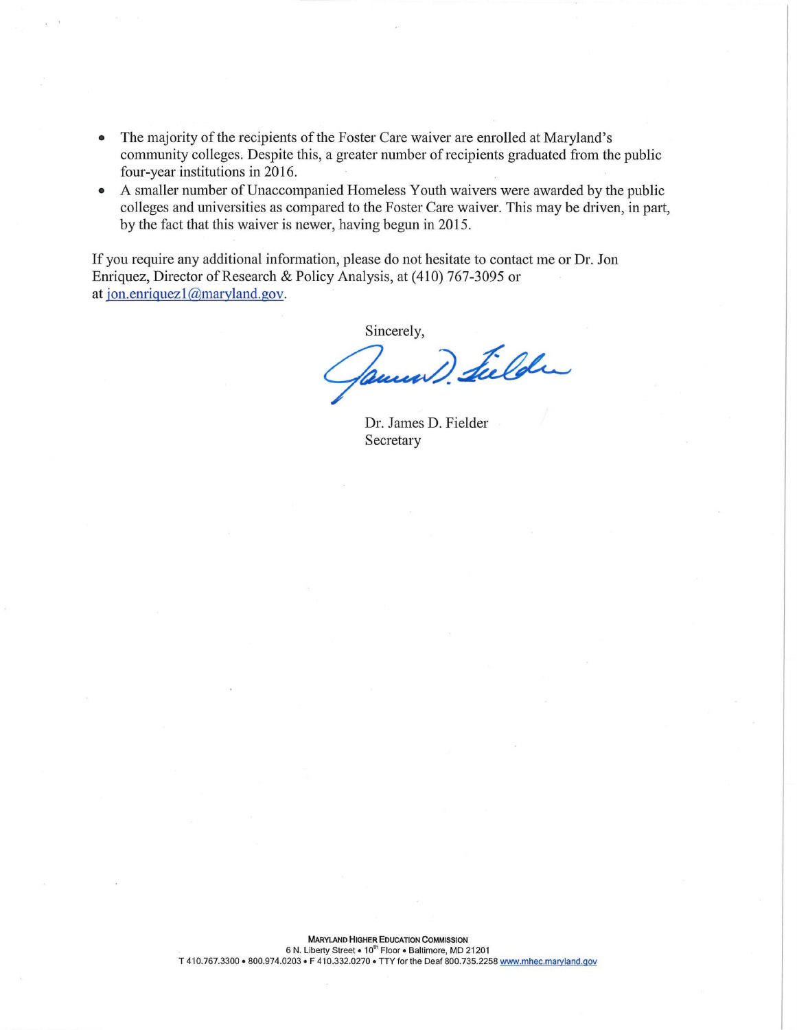- The majority of the recipients of the Foster Care waiver are enrolled at Maryland's community colleges. Despite this, a greater number of recipients graduated from the public four-year institutions in 2016.
- A smaller number of Unaccompanied Homeless Youth waivers were awarded by the public colleges and universities as compared to the Foster Care waiver. This may be driven, in part, by the fact that this waiver is newer, having begun in 2015.

If you require any additional information, please do not hesitate to contact me or Dr. Jon Enriquez, Director of Research & Policy Analysis, at (410) 767-3095 or at jon.enriquez1@maryland.gov.

Sincerely,

Dr. James D. Fielder
Secretary

**MARYLAND HIGHER EDUCATION COMMISSION**
6 N. Liberty Street • 10th Floor • Baltimore, MD 21201
T 410.767.3300 • 800.974.0203 • F 410.332.0270 • TTY for the Deaf 800.735.2258 www.mhec.maryland.gov